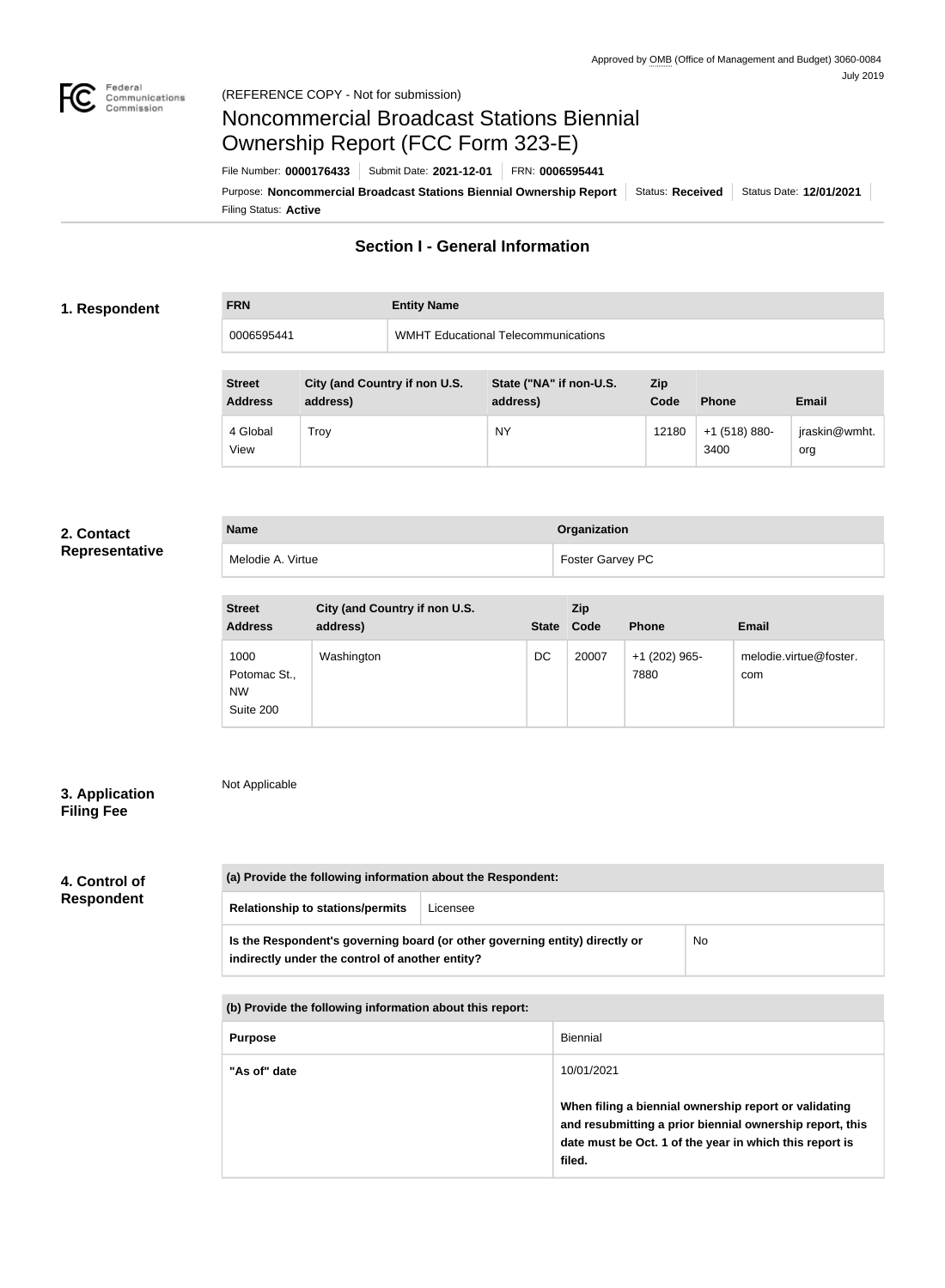Approved by OMB (Office of Management and Budget) 3060-0084
July 2019

(REFERENCE COPY - Not for submission)

# Noncommercial Broadcast Stations Biennial Ownership Report (FCC Form 323-E)

File Number: **0000176433** | Submit Date: **2021-12-01** | FRN: **0006595441**

Purpose: **Noncommercial Broadcast Stations Biennial Ownership Report** | Status: **Received** | Status Date: **12/01/2021**

Filing Status: **Active**

## Section I - General Information

### 1. Respondent

| FRN | Entity Name |
| --- | --- |
| 0006595441 | WMHT Educational Telecommunications |

| Street Address | City (and Country if non U.S. address) | State ("NA" if non-U.S. address) | Zip Code | Phone | Email |
| --- | --- | --- | --- | --- | --- |
| 4 Global View | Troy | NY | 12180 | +1 (518) 880-3400 | jraskin@wmht.org |

### 2. Contact Representative

| Name | Organization |
| --- | --- |
| Melodie A. Virtue | Foster Garvey PC |

| Street Address | City (and Country if non U.S. address) | State | Zip Code | Phone | Email |
| --- | --- | --- | --- | --- | --- |
| 1000 Potomac St., NW Suite 200 | Washington | DC | 20007 | +1 (202) 965-7880 | melodie.virtue@foster.com |

### 3. Application Filing Fee

Not Applicable

### 4. Control of Respondent

| (a) Provide the following information about the Respondent: | |
| --- | --- |
| Relationship to stations/permits | Licensee |
| Is the Respondent's governing board (or other governing entity) directly or indirectly under the control of another entity? | No |

| (b) Provide the following information about this report: | |
| --- | --- |
| Purpose | Biennial |
| "As of" date | 10/01/2021<br><br>**When filing a biennial ownership report or validating and resubmitting a prior biennial ownership report, this date must be Oct. 1 of the year in which this report is filed.** |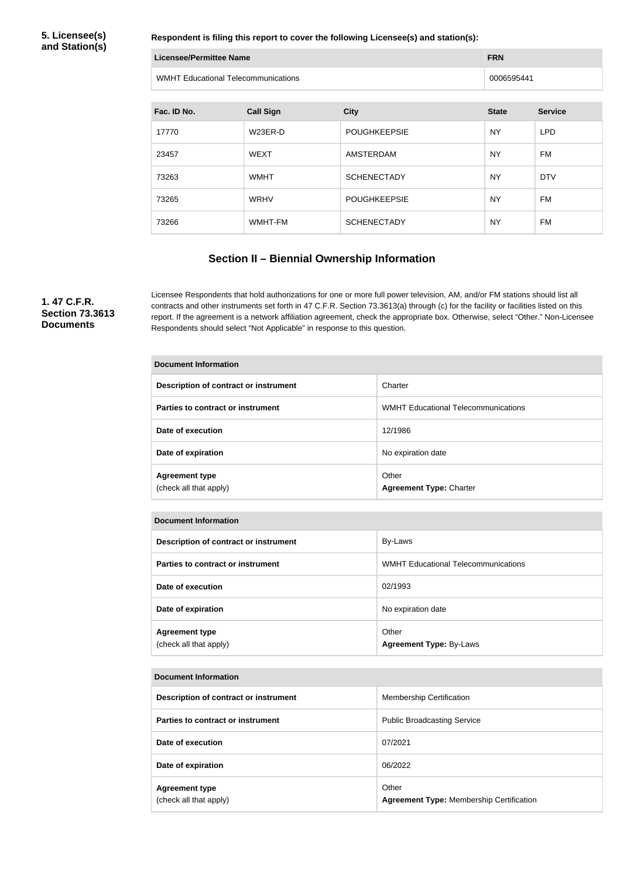**5. Licensee(s) and Station(s)**

**Respondent is filing this report to cover the following Licensee(s) and station(s):**

| Licensee/Permittee Name | FRN |
| --- | --- |
| WMHT Educational Telecommunications | 0006595441 |

| Fac. ID No. | Call Sign | City | State | Service |
| --- | --- | --- | --- | --- |
| 17770 | W23ER-D | POUGHKEEPSIE | NY | LPD |
| 23457 | WEXT | AMSTERDAM | NY | FM |
| 73263 | WMHT | SCHENECTADY | NY | DTV |
| 73265 | WRHV | POUGHKEEPSIE | NY | FM |
| 73266 | WMHT-FM | SCHENECTADY | NY | FM |

## Section II – Biennial Ownership Information

**1. 47 C.F.R. Section 73.3613 Documents**

Licensee Respondents that hold authorizations for one or more full power television, AM, and/or FM stations should list all contracts and other instruments set forth in 47 C.F.R. Section 73.3613(a) through (c) for the facility or facilities listed on this report. If the agreement is a network affiliation agreement, check the appropriate box. Otherwise, select "Other." Non-Licensee Respondents should select "Not Applicable" in response to this question.

| Document Information | |
| --- | --- |
| **Description of contract or instrument** | Charter |
| **Parties to contract or instrument** | WMHT Educational Telecommunications |
| **Date of execution** | 12/1986 |
| **Date of expiration** | No expiration date |
| **Agreement type** (check all that apply) | Other **Agreement Type:** Charter |

| Document Information | |
| --- | --- |
| **Description of contract or instrument** | By-Laws |
| **Parties to contract or instrument** | WMHT Educational Telecommunications |
| **Date of execution** | 02/1993 |
| **Date of expiration** | No expiration date |
| **Agreement type** (check all that apply) | Other **Agreement Type:** By-Laws |

| Document Information | |
| --- | --- |
| **Description of contract or instrument** | Membership Certification |
| **Parties to contract or instrument** | Public Broadcasting Service |
| **Date of execution** | 07/2021 |
| **Date of expiration** | 06/2022 |
| **Agreement type** (check all that apply) | Other **Agreement Type:** Membership Certification |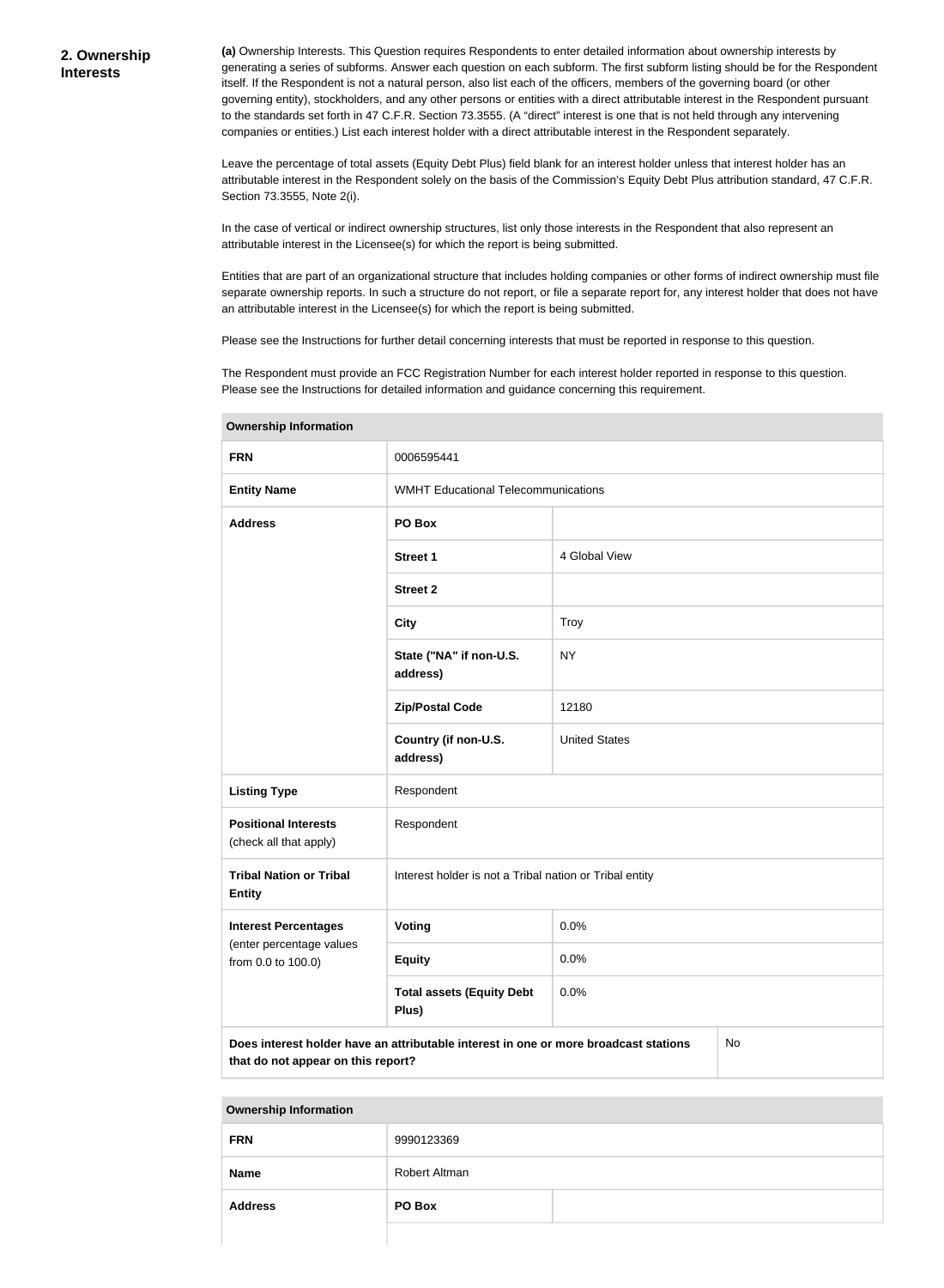## 2. Ownership Interests

**(a)** Ownership Interests. This Question requires Respondents to enter detailed information about ownership interests by generating a series of subforms. Answer each question on each subform. The first subform listing should be for the Respondent itself. If the Respondent is not a natural person, also list each of the officers, members of the governing board (or other governing entity), stockholders, and any other persons or entities with a direct attributable interest in the Respondent pursuant to the standards set forth in 47 C.F.R. Section 73.3555. (A "direct" interest is one that is not held through any intervening companies or entities.) List each interest holder with a direct attributable interest in the Respondent separately.

Leave the percentage of total assets (Equity Debt Plus) field blank for an interest holder unless that interest holder has an attributable interest in the Respondent solely on the basis of the Commission's Equity Debt Plus attribution standard, 47 C.F.R. Section 73.3555, Note 2(i).

In the case of vertical or indirect ownership structures, list only those interests in the Respondent that also represent an attributable interest in the Licensee(s) for which the report is being submitted.

Entities that are part of an organizational structure that includes holding companies or other forms of indirect ownership must file separate ownership reports. In such a structure do not report, or file a separate report for, any interest holder that does not have an attributable interest in the Licensee(s) for which the report is being submitted.

Please see the Instructions for further detail concerning interests that must be reported in response to this question.

The Respondent must provide an FCC Registration Number for each interest holder reported in response to this question. Please see the Instructions for detailed information and guidance concerning this requirement.

| Ownership Information | | |
|---|---|---|
| **FRN** | 0006595441 | |
| **Entity Name** | WMHT Educational Telecommunications | |
| **Address** | **PO Box** | |
| | **Street 1** | 4 Global View |
| | **Street 2** | |
| | **City** | Troy |
| | **State ("NA" if non-U.S. address)** | NY |
| | **Zip/Postal Code** | 12180 |
| | **Country (if non-U.S. address)** | United States |
| **Listing Type** | Respondent | |
| **Positional Interests** (check all that apply) | Respondent | |
| **Tribal Nation or Tribal Entity** | Interest holder is not a Tribal nation or Tribal entity | |
| **Interest Percentages** (enter percentage values from 0.0 to 100.0) | **Voting** | 0.0% |
| | **Equity** | 0.0% |
| | **Total assets (Equity Debt Plus)** | 0.0% |
| **Does interest holder have an attributable interest in one or more broadcast stations that do not appear on this report?** | | No |

| Ownership Information | | |
|---|---|---|
| **FRN** | 9990123369 | |
| **Name** | Robert Altman | |
| **Address** | **PO Box** | |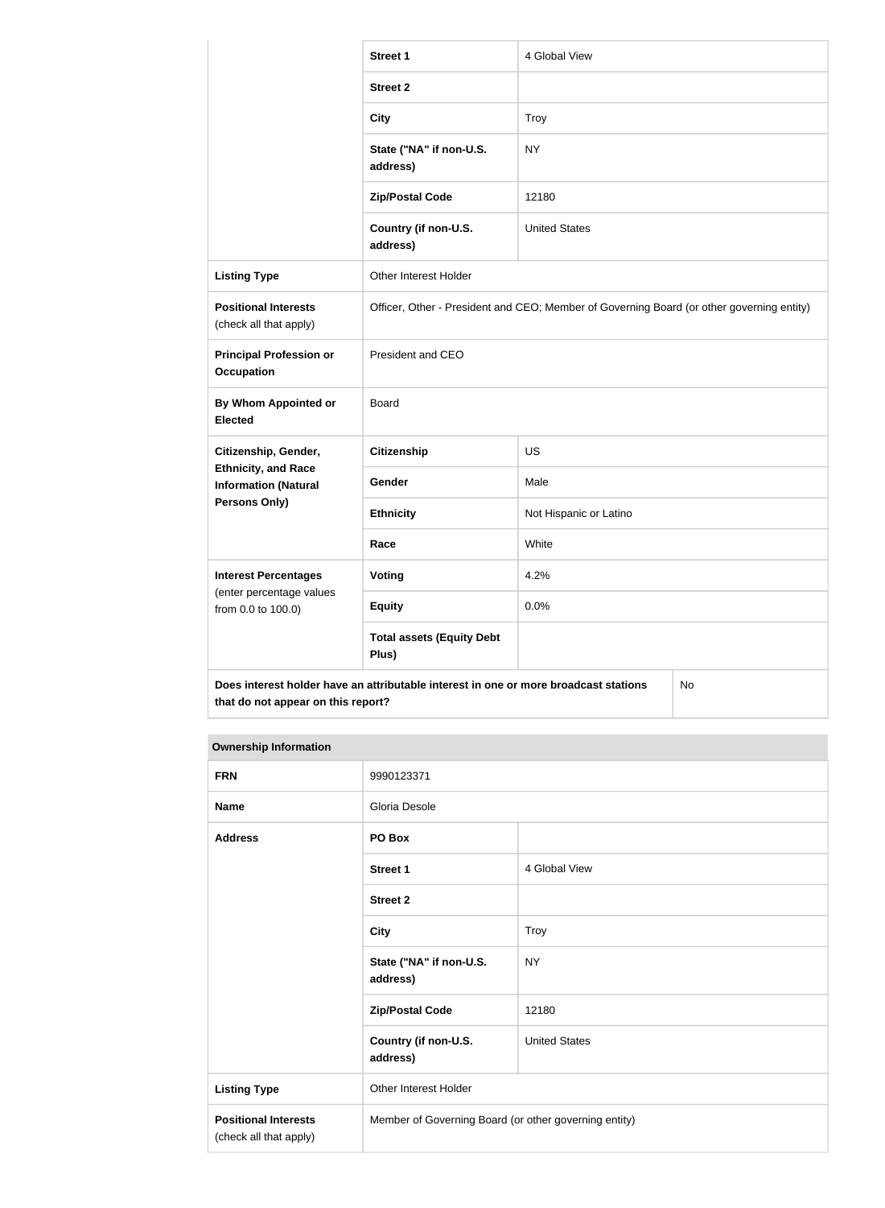| | | |
|---|---|---|
| | **Street 1** | 4 Global View |
| | **Street 2** | |
| | **City** | Troy |
| | **State ("NA" if non-U.S. address)** | NY |
| | **Zip/Postal Code** | 12180 |
| | **Country (if non-U.S. address)** | United States |
| **Listing Type** | Other Interest Holder | |
| **Positional Interests** (check all that apply) | Officer, Other - President and CEO; Member of Governing Board (or other governing entity) | |
| **Principal Profession or Occupation** | President and CEO | |
| **By Whom Appointed or Elected** | Board | |
| **Citizenship, Gender, Ethnicity, and Race Information (Natural Persons Only)** | **Citizenship** | US |
| | **Gender** | Male |
| | **Ethnicity** | Not Hispanic or Latino |
| | **Race** | White |
| **Interest Percentages** (enter percentage values from 0.0 to 100.0) | **Voting** | 4.2% |
| | **Equity** | 0.0% |
| | **Total assets (Equity Debt Plus)** | |
| **Does interest holder have an attributable interest in one or more broadcast stations that do not appear on this report?** | | No |

| **Ownership Information** | | |
|---|---|---|
| **FRN** | 9990123371 | |
| **Name** | Gloria Desole | |
| **Address** | **PO Box** | |
| | **Street 1** | 4 Global View |
| | **Street 2** | |
| | **City** | Troy |
| | **State ("NA" if non-U.S. address)** | NY |
| | **Zip/Postal Code** | 12180 |
| | **Country (if non-U.S. address)** | United States |
| **Listing Type** | Other Interest Holder | |
| **Positional Interests** (check all that apply) | Member of Governing Board (or other governing entity) | |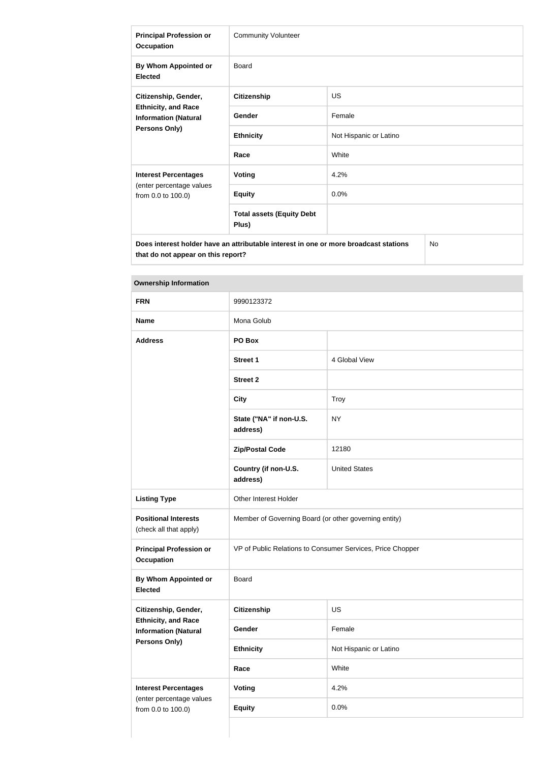| | | |
|---|---|---|
| **Principal Profession or Occupation** | Community Volunteer | |
| **By Whom Appointed or Elected** | Board | |
| **Citizenship, Gender, Ethnicity, and Race Information (Natural Persons Only)** | **Citizenship** | US |
| | **Gender** | Female |
| | **Ethnicity** | Not Hispanic or Latino |
| | **Race** | White |
| **Interest Percentages** (enter percentage values from 0.0 to 100.0) | **Voting** | 4.2% |
| | **Equity** | 0.0% |
| | **Total assets (Equity Debt Plus)** | |
| **Does interest holder have an attributable interest in one or more broadcast stations that do not appear on this report?** | | No |

| **Ownership Information** | | |
|---|---|---|
| **FRN** | 9990123372 | |
| **Name** | Mona Golub | |
| **Address** | **PO Box** | |
| | **Street 1** | 4 Global View |
| | **Street 2** | |
| | **City** | Troy |
| | **State ("NA" if non-U.S. address)** | NY |
| | **Zip/Postal Code** | 12180 |
| | **Country (if non-U.S. address)** | United States |
| **Listing Type** | Other Interest Holder | |
| **Positional Interests** (check all that apply) | Member of Governing Board (or other governing entity) | |
| **Principal Profession or Occupation** | VP of Public Relations to Consumer Services, Price Chopper | |
| **By Whom Appointed or Elected** | Board | |
| **Citizenship, Gender, Ethnicity, and Race Information (Natural Persons Only)** | **Citizenship** | US |
| | **Gender** | Female |
| | **Ethnicity** | Not Hispanic or Latino |
| | **Race** | White |
| **Interest Percentages** (enter percentage values from 0.0 to 100.0) | **Voting** | 4.2% |
| | **Equity** | 0.0% |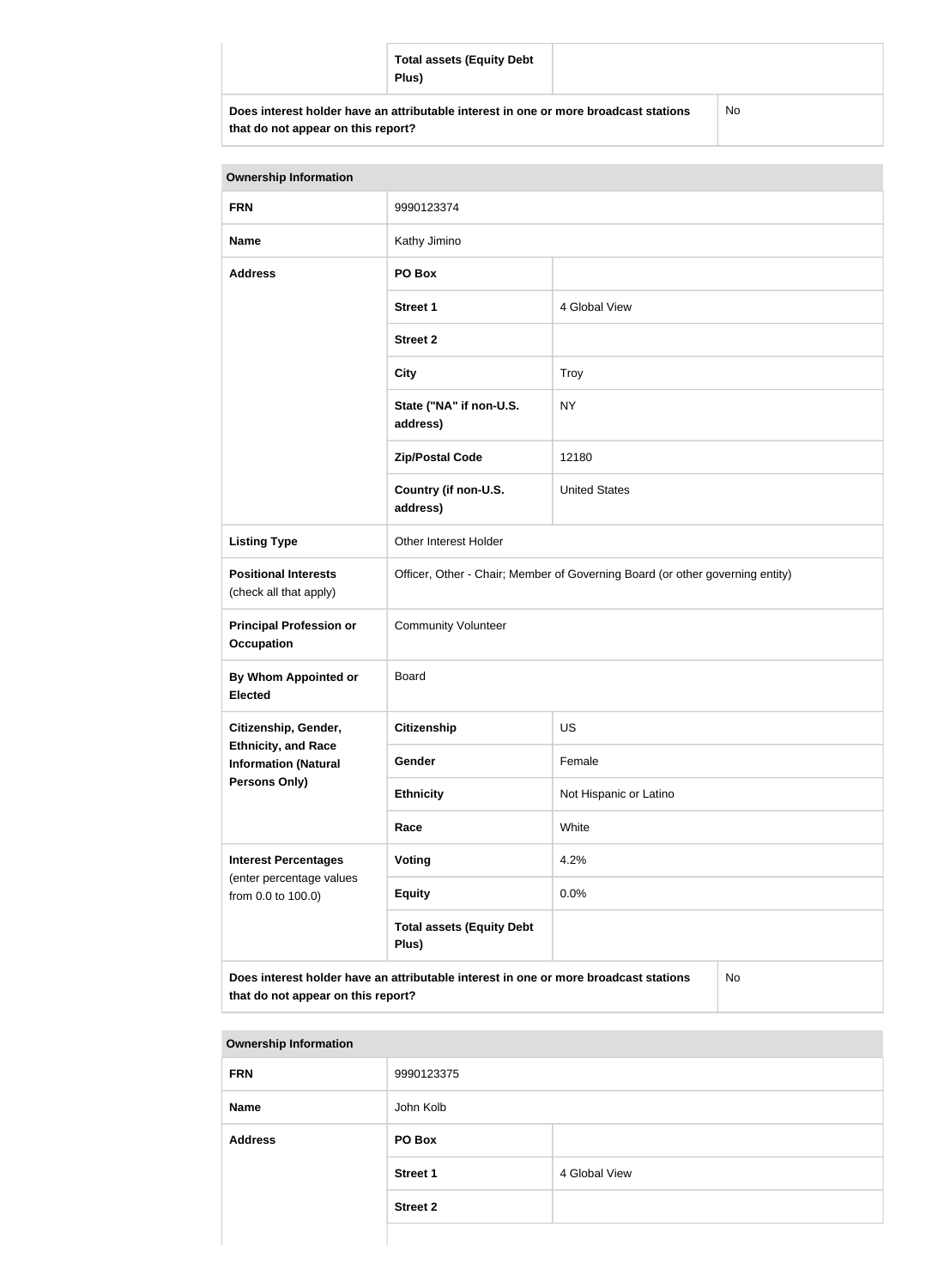| | Total assets (Equity Debt Plus) | |
|---|---|---|
| Does interest holder have an attributable interest in one or more broadcast stations that do not appear on this report? | | No |

| Ownership Information | | |
|---|---|---|
| FRN | 9990123374 | |
| Name | Kathy Jimino | |
| Address | PO Box | |
| | Street 1 | 4 Global View |
| | Street 2 | |
| | City | Troy |
| | State ("NA" if non-U.S. address) | NY |
| | Zip/Postal Code | 12180 |
| | Country (if non-U.S. address) | United States |
| Listing Type | Other Interest Holder | |
| Positional Interests (check all that apply) | Officer, Other - Chair; Member of Governing Board (or other governing entity) | |
| Principal Profession or Occupation | Community Volunteer | |
| By Whom Appointed or Elected | Board | |
| Citizenship, Gender, Ethnicity, and Race Information (Natural Persons Only) | Citizenship | US |
| | Gender | Female |
| | Ethnicity | Not Hispanic or Latino |
| | Race | White |
| Interest Percentages (enter percentage values from 0.0 to 100.0) | Voting | 4.2% |
| | Equity | 0.0% |
| | Total assets (Equity Debt Plus) | |
| Does interest holder have an attributable interest in one or more broadcast stations that do not appear on this report? | | No |

| Ownership Information | | |
|---|---|---|
| FRN | 9990123375 | |
| Name | John Kolb | |
| Address | PO Box | |
| | Street 1 | 4 Global View |
| | Street 2 | |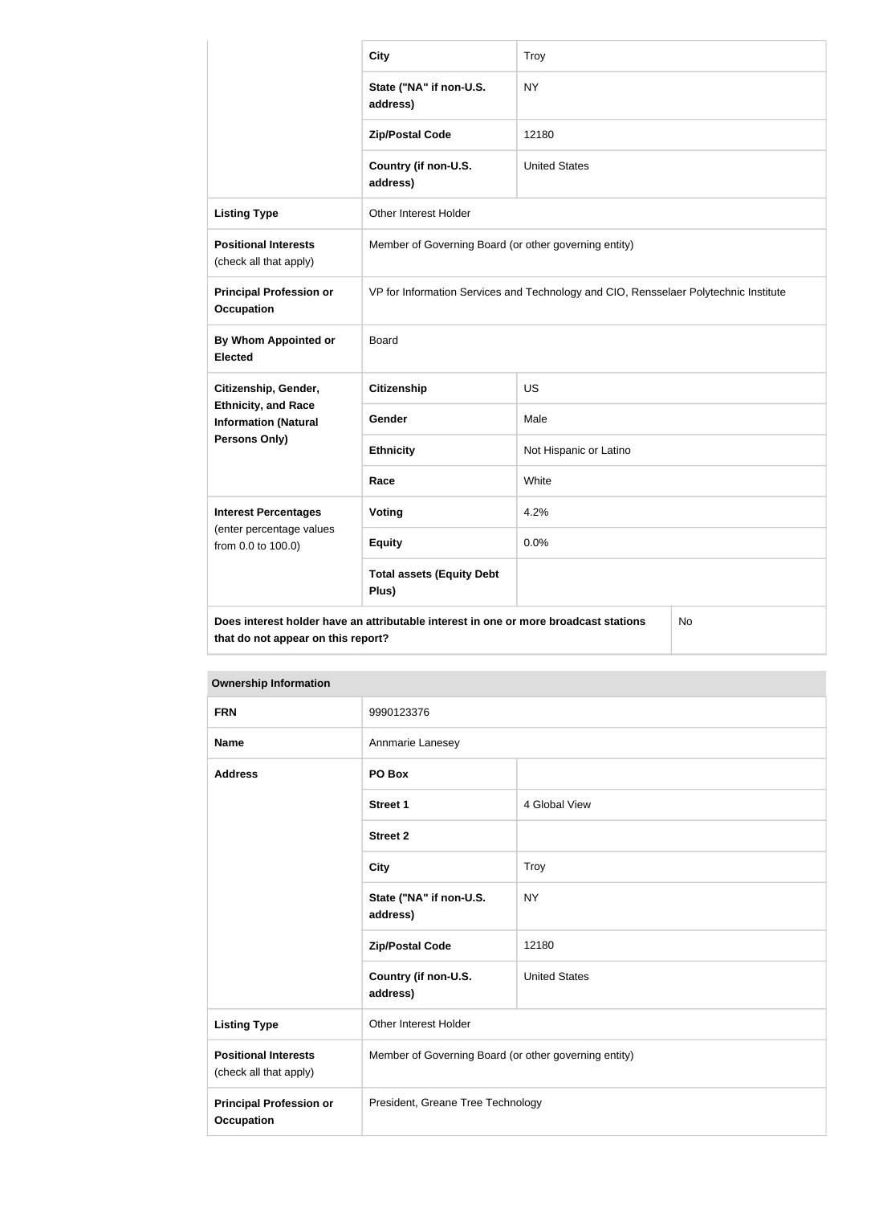| | | |
|---|---|---|
| | **City** | Troy |
| | **State ("NA" if non-U.S. address)** | NY |
| | **Zip/Postal Code** | 12180 |
| | **Country (if non-U.S. address)** | United States |
| **Listing Type** | Other Interest Holder | |
| **Positional Interests** (check all that apply) | Member of Governing Board (or other governing entity) | |
| **Principal Profession or Occupation** | VP for Information Services and Technology and CIO, Rensselaer Polytechnic Institute | |
| **By Whom Appointed or Elected** | Board | |
| **Citizenship, Gender, Ethnicity, and Race Information (Natural Persons Only)** | **Citizenship** | US |
| | **Gender** | Male |
| | **Ethnicity** | Not Hispanic or Latino |
| | **Race** | White |
| **Interest Percentages** (enter percentage values from 0.0 to 100.0) | **Voting** | 4.2% |
| | **Equity** | 0.0% |
| | **Total assets (Equity Debt Plus)** | |
| **Does interest holder have an attributable interest in one or more broadcast stations that do not appear on this report?** | | No |

| **Ownership Information** | | |
|---|---|---|
| **FRN** | 9990123376 | |
| **Name** | Annmarie Lanesey | |
| **Address** | **PO Box** | |
| | **Street 1** | 4 Global View |
| | **Street 2** | |
| | **City** | Troy |
| | **State ("NA" if non-U.S. address)** | NY |
| | **Zip/Postal Code** | 12180 |
| | **Country (if non-U.S. address)** | United States |
| **Listing Type** | Other Interest Holder | |
| **Positional Interests** (check all that apply) | Member of Governing Board (or other governing entity) | |
| **Principal Profession or Occupation** | President, Greane Tree Technology | |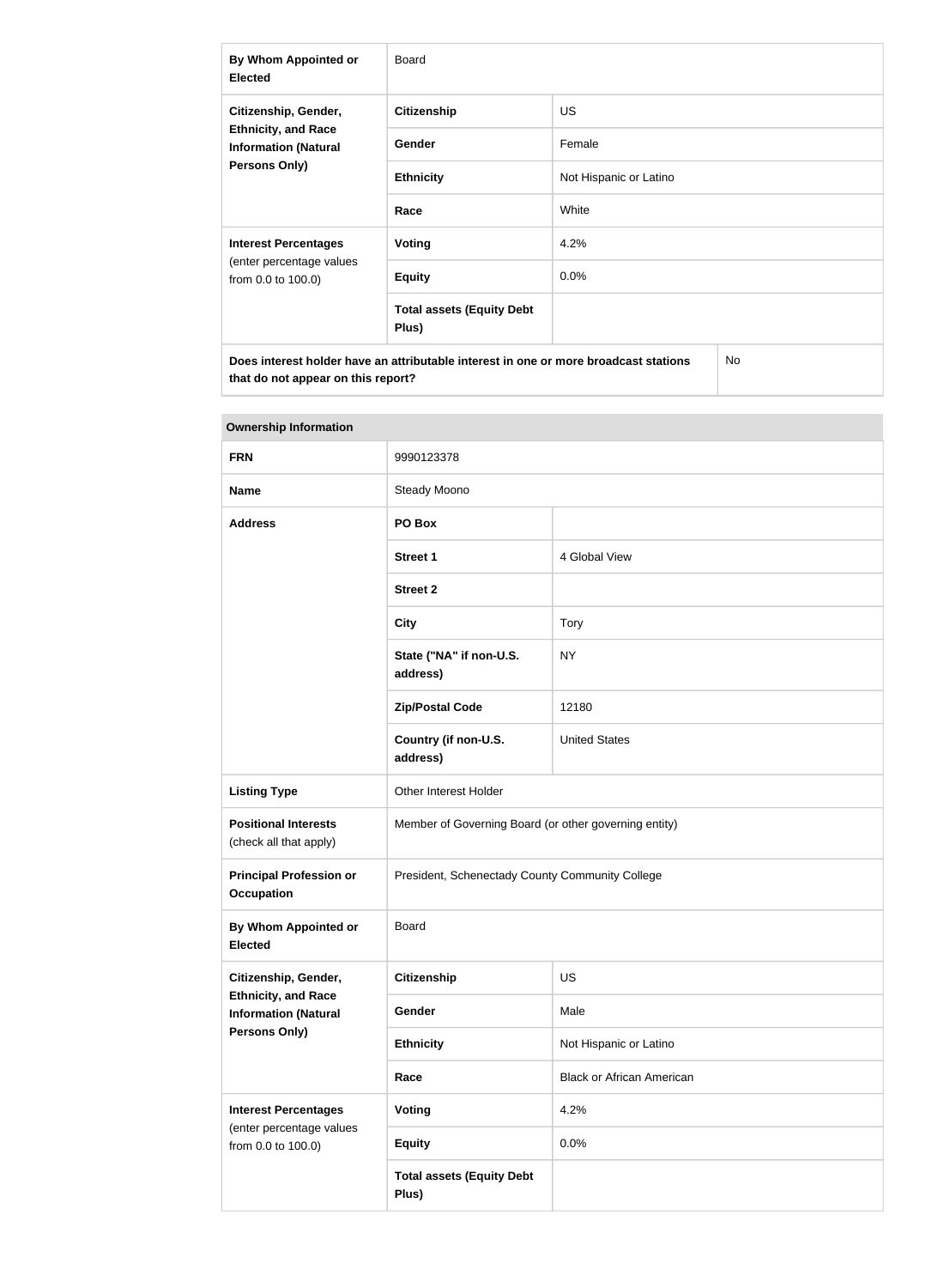| | | |
|---|---|---|
| **By Whom Appointed or Elected** | Board | |
| **Citizenship, Gender, Ethnicity, and Race Information (Natural Persons Only)** | **Citizenship** | US |
| | **Gender** | Female |
| | **Ethnicity** | Not Hispanic or Latino |
| | **Race** | White |
| **Interest Percentages** (enter percentage values from 0.0 to 100.0) | **Voting** | 4.2% |
| | **Equity** | 0.0% |
| | **Total assets (Equity Debt Plus)** | |
| **Does interest holder have an attributable interest in one or more broadcast stations that do not appear on this report?** | | No |

| **Ownership Information** | | |
|---|---|---|
| **FRN** | 9990123378 | |
| **Name** | Steady Moono | |
| **Address** | **PO Box** | |
| | **Street 1** | 4 Global View |
| | **Street 2** | |
| | **City** | Tory |
| | **State ("NA" if non-U.S. address)** | NY |
| | **Zip/Postal Code** | 12180 |
| | **Country (if non-U.S. address)** | United States |
| **Listing Type** | Other Interest Holder | |
| **Positional Interests** (check all that apply) | Member of Governing Board (or other governing entity) | |
| **Principal Profession or Occupation** | President, Schenectady County Community College | |
| **By Whom Appointed or Elected** | Board | |
| **Citizenship, Gender, Ethnicity, and Race Information (Natural Persons Only)** | **Citizenship** | US |
| | **Gender** | Male |
| | **Ethnicity** | Not Hispanic or Latino |
| | **Race** | Black or African American |
| **Interest Percentages** (enter percentage values from 0.0 to 100.0) | **Voting** | 4.2% |
| | **Equity** | 0.0% |
| | **Total assets (Equity Debt Plus)** | |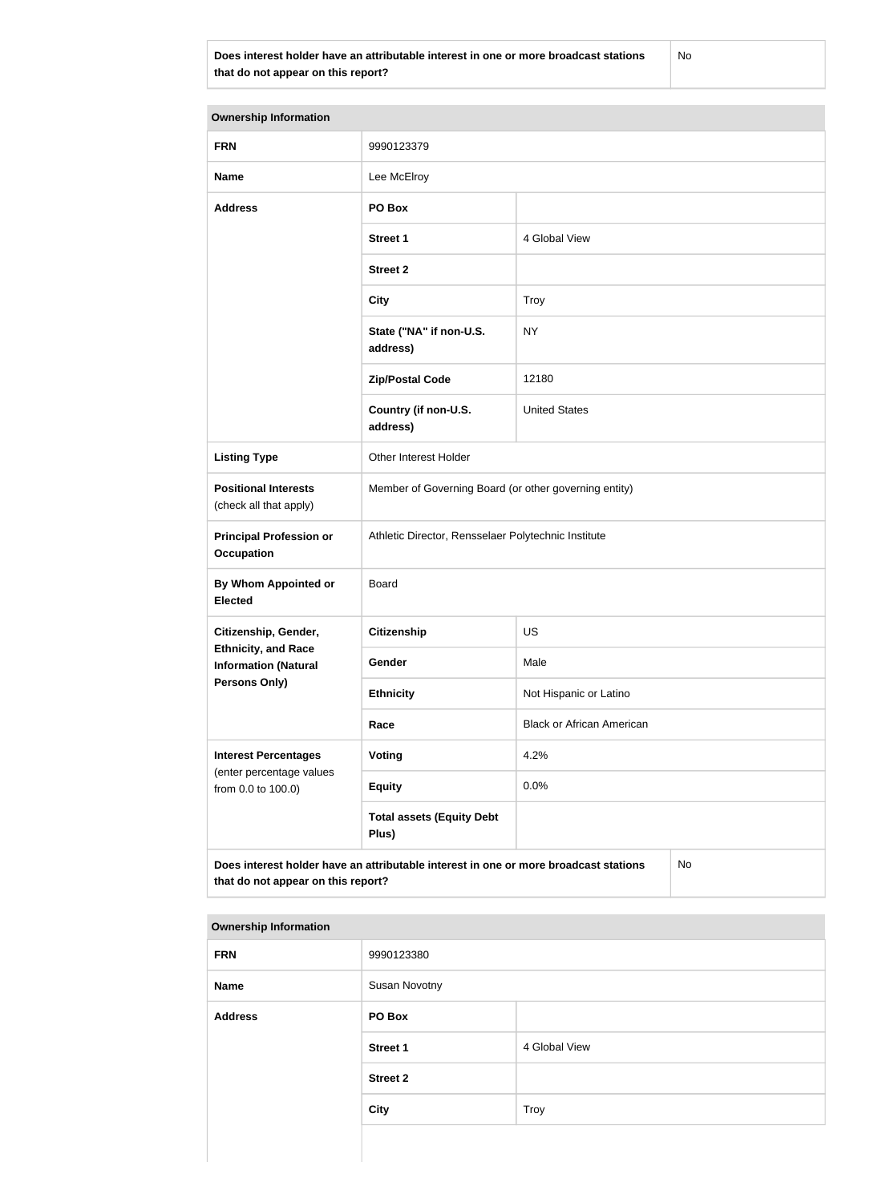| Does interest holder have an attributable interest in one or more broadcast stations that do not appear on this report? | No |
| --- | --- |

| Ownership Information | | |
| --- | --- | --- |
| **FRN** | 9990123379 | |
| **Name** | Lee McElroy | |
| **Address** | **PO Box** | |
| | **Street 1** | 4 Global View |
| | **Street 2** | |
| | **City** | Troy |
| | **State ("NA" if non-U.S. address)** | NY |
| | **Zip/Postal Code** | 12180 |
| | **Country (if non-U.S. address)** | United States |
| **Listing Type** | Other Interest Holder | |
| **Positional Interests** (check all that apply) | Member of Governing Board (or other governing entity) | |
| **Principal Profession or Occupation** | Athletic Director, Rensselaer Polytechnic Institute | |
| **By Whom Appointed or Elected** | Board | |
| **Citizenship, Gender, Ethnicity, and Race Information (Natural Persons Only)** | **Citizenship** | US |
| | **Gender** | Male |
| | **Ethnicity** | Not Hispanic or Latino |
| | **Race** | Black or African American |
| **Interest Percentages** (enter percentage values from 0.0 to 100.0) | **Voting** | 4.2% |
| | **Equity** | 0.0% |
| | **Total assets (Equity Debt Plus)** | |
| **Does interest holder have an attributable interest in one or more broadcast stations that do not appear on this report?** | | No |

| Ownership Information | | |
| --- | --- | --- |
| **FRN** | 9990123380 | |
| **Name** | Susan Novotny | |
| **Address** | **PO Box** | |
| | **Street 1** | 4 Global View |
| | **Street 2** | |
| | **City** | Troy |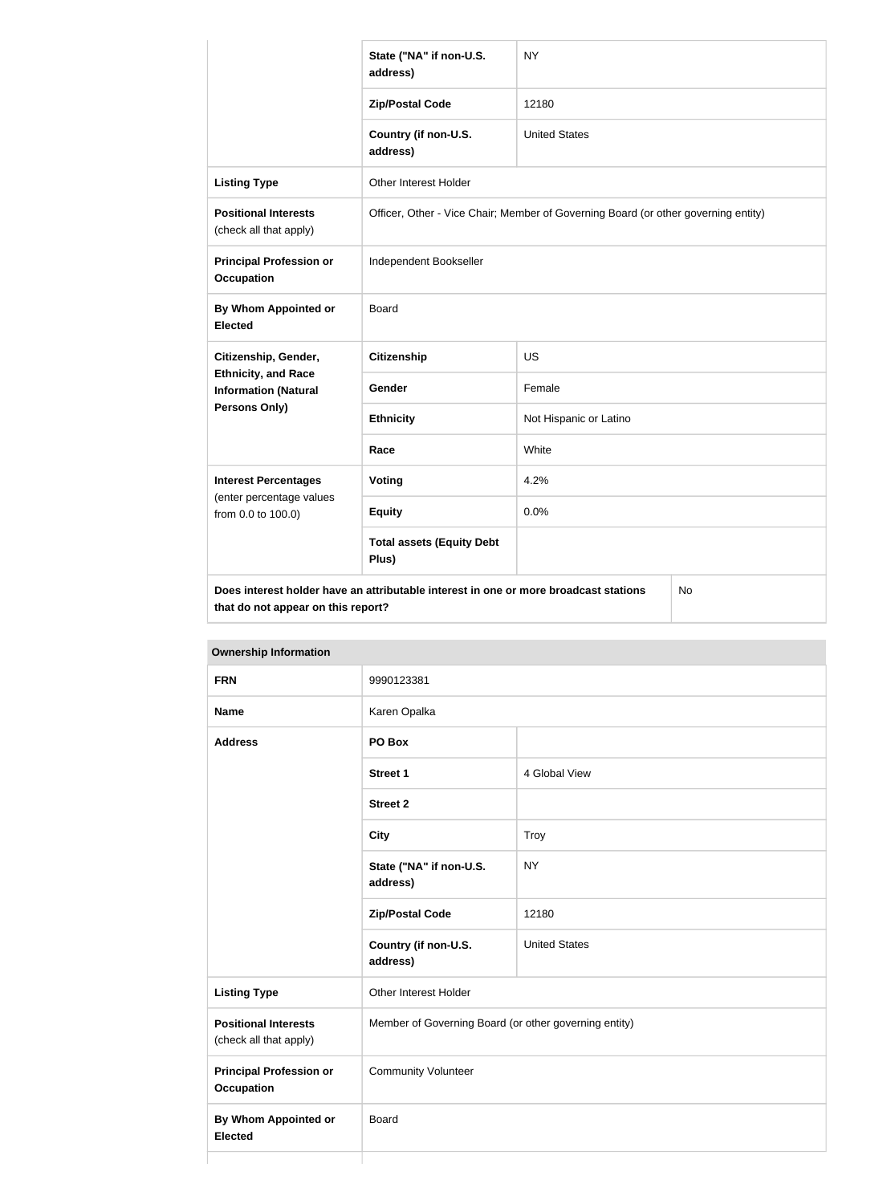| | | |
|---|---|---|
| | State ("NA" if non-U.S. address) | NY |
| | Zip/Postal Code | 12180 |
| | Country (if non-U.S. address) | United States |
| **Listing Type** | Other Interest Holder | |
| **Positional Interests** (check all that apply) | Officer, Other - Vice Chair; Member of Governing Board (or other governing entity) | |
| **Principal Profession or Occupation** | Independent Bookseller | |
| **By Whom Appointed or Elected** | Board | |
| **Citizenship, Gender, Ethnicity, and Race Information (Natural Persons Only)** | **Citizenship** | US |
| | **Gender** | Female |
| | **Ethnicity** | Not Hispanic or Latino |
| | **Race** | White |
| **Interest Percentages** (enter percentage values from 0.0 to 100.0) | **Voting** | 4.2% |
| | **Equity** | 0.0% |
| | **Total assets (Equity Debt Plus)** | |
| **Does interest holder have an attributable interest in one or more broadcast stations that do not appear on this report?** | | No |

**Ownership Information**

| | | |
|---|---|---|
| **FRN** | 9990123381 | |
| **Name** | Karen Opalka | |
| **Address** | **PO Box** | |
| | **Street 1** | 4 Global View |
| | **Street 2** | |
| | **City** | Troy |
| | **State ("NA" if non-U.S. address)** | NY |
| | **Zip/Postal Code** | 12180 |
| | **Country (if non-U.S. address)** | United States |
| **Listing Type** | Other Interest Holder | |
| **Positional Interests** (check all that apply) | Member of Governing Board (or other governing entity) | |
| **Principal Profession or Occupation** | Community Volunteer | |
| **By Whom Appointed or Elected** | Board | |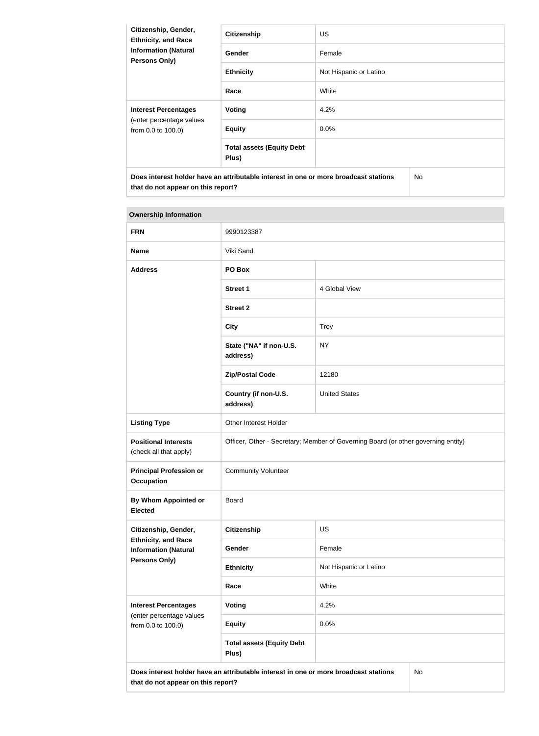| Citizenship, Gender, Ethnicity, and Race Information (Natural Persons Only) | Citizenship | US |
|---|---|---|
| | Gender | Female |
| | Ethnicity | Not Hispanic or Latino |
| | Race | White |
| Interest Percentages (enter percentage values from 0.0 to 100.0) | Voting | 4.2% |
| | Equity | 0.0% |
| | Total assets (Equity Debt Plus) | |
| Does interest holder have an attributable interest in one or more broadcast stations that do not appear on this report? | | No |

| Ownership Information | | |
|---|---|---|
| FRN | 9990123387 | |
| Name | Viki Sand | |
| Address | PO Box | |
| | Street 1 | 4 Global View |
| | Street 2 | |
| | City | Troy |
| | State ("NA" if non-U.S. address) | NY |
| | Zip/Postal Code | 12180 |
| | Country (if non-U.S. address) | United States |
| Listing Type | Other Interest Holder | |
| Positional Interests (check all that apply) | Officer, Other - Secretary; Member of Governing Board (or other governing entity) | |
| Principal Profession or Occupation | Community Volunteer | |
| By Whom Appointed or Elected | Board | |
| Citizenship, Gender, Ethnicity, and Race Information (Natural Persons Only) | Citizenship | US |
| | Gender | Female |
| | Ethnicity | Not Hispanic or Latino |
| | Race | White |
| Interest Percentages (enter percentage values from 0.0 to 100.0) | Voting | 4.2% |
| | Equity | 0.0% |
| | Total assets (Equity Debt Plus) | |
| Does interest holder have an attributable interest in one or more broadcast stations that do not appear on this report? | | No |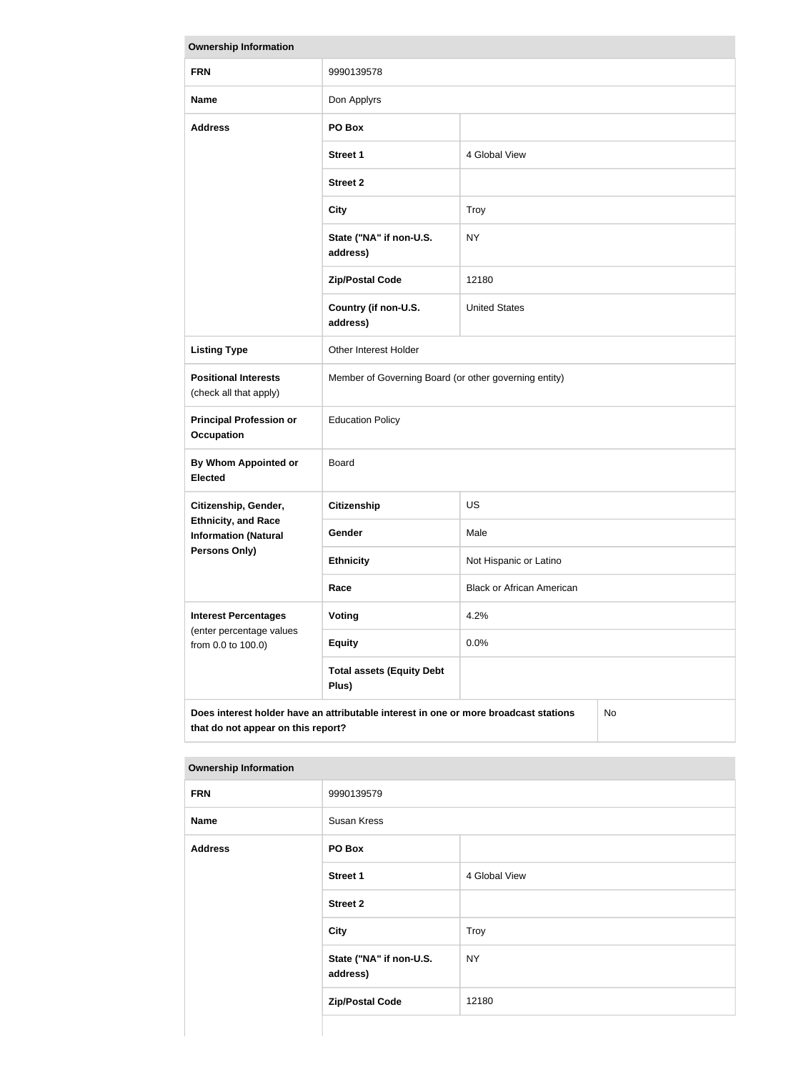| Ownership Information | | |
|---|---|---|
| **FRN** | 9990139578 | |
| **Name** | Don Applyrs | |
| **Address** | **PO Box** | |
| | **Street 1** | 4 Global View |
| | **Street 2** | |
| | **City** | Troy |
| | **State ("NA" if non-U.S. address)** | NY |
| | **Zip/Postal Code** | 12180 |
| | **Country (if non-U.S. address)** | United States |
| **Listing Type** | Other Interest Holder | |
| **Positional Interests** (check all that apply) | Member of Governing Board (or other governing entity) | |
| **Principal Profession or Occupation** | Education Policy | |
| **By Whom Appointed or Elected** | Board | |
| **Citizenship, Gender, Ethnicity, and Race Information (Natural Persons Only)** | **Citizenship** | US |
| | **Gender** | Male |
| | **Ethnicity** | Not Hispanic or Latino |
| | **Race** | Black or African American |
| **Interest Percentages** (enter percentage values from 0.0 to 100.0) | **Voting** | 4.2% |
| | **Equity** | 0.0% |
| | **Total assets (Equity Debt Plus)** | |
| **Does interest holder have an attributable interest in one or more broadcast stations that do not appear on this report?** | | No |

| Ownership Information | | |
|---|---|---|
| **FRN** | 9990139579 | |
| **Name** | Susan Kress | |
| **Address** | **PO Box** | |
| | **Street 1** | 4 Global View |
| | **Street 2** | |
| | **City** | Troy |
| | **State ("NA" if non-U.S. address)** | NY |
| | **Zip/Postal Code** | 12180 |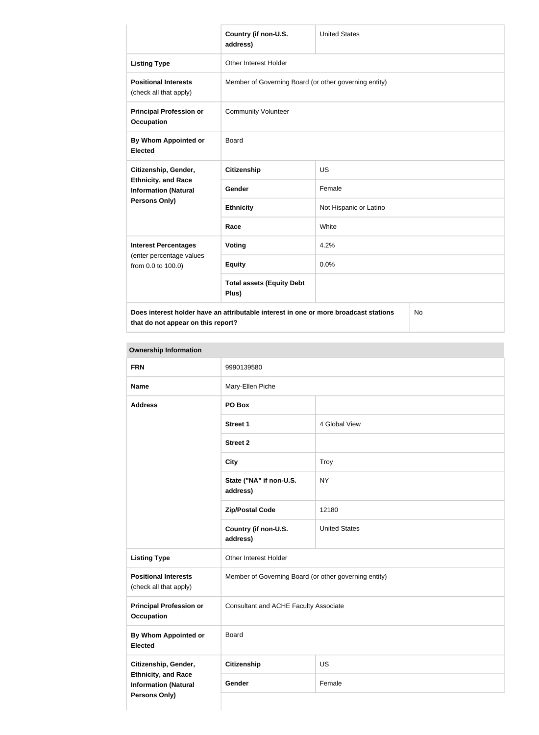| | Country (if non-U.S. address) | United States |
|---|---|---|
| **Listing Type** | Other Interest Holder | |
| **Positional Interests** (check all that apply) | Member of Governing Board (or other governing entity) | |
| **Principal Profession or Occupation** | Community Volunteer | |
| **By Whom Appointed or Elected** | Board | |
| **Citizenship, Gender, Ethnicity, and Race Information (Natural Persons Only)** | **Citizenship** | US |
| | **Gender** | Female |
| | **Ethnicity** | Not Hispanic or Latino |
| | **Race** | White |
| **Interest Percentages** (enter percentage values from 0.0 to 100.0) | **Voting** | 4.2% |
| | **Equity** | 0.0% |
| | **Total assets (Equity Debt Plus)** | |
| **Does interest holder have an attributable interest in one or more broadcast stations that do not appear on this report?** | | No |

**Ownership Information**

| **FRN** | 9990139580 | |
|---|---|---|
| **Name** | Mary-Ellen Piche | |
| **Address** | **PO Box** | |
| | **Street 1** | 4 Global View |
| | **Street 2** | |
| | **City** | Troy |
| | **State ("NA" if non-U.S. address)** | NY |
| | **Zip/Postal Code** | 12180 |
| | **Country (if non-U.S. address)** | United States |
| **Listing Type** | Other Interest Holder | |
| **Positional Interests** (check all that apply) | Member of Governing Board (or other governing entity) | |
| **Principal Profession or Occupation** | Consultant and ACHE Faculty Associate | |
| **By Whom Appointed or Elected** | Board | |
| **Citizenship, Gender, Ethnicity, and Race Information (Natural Persons Only)** | **Citizenship** | US |
| | **Gender** | Female |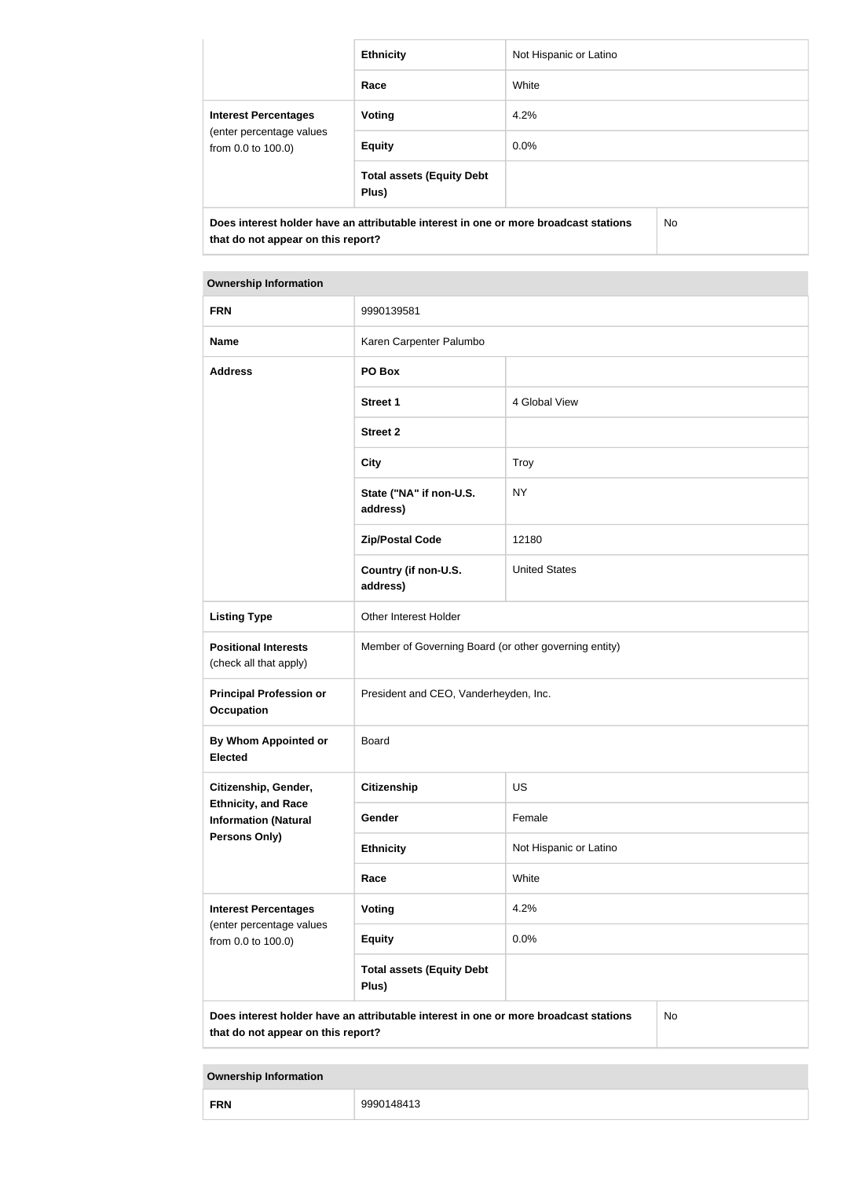| | Ethnicity | Not Hispanic or Latino |
|---|---|---|
| | Race | White |
| **Interest Percentages** (enter percentage values from 0.0 to 100.0) | **Voting** | 4.2% |
| | **Equity** | 0.0% |
| | **Total assets (Equity Debt Plus)** | |
| **Does interest holder have an attributable interest in one or more broadcast stations that do not appear on this report?** | | No |

| **Ownership Information** | | |
|---|---|---|
| **FRN** | 9990139581 | |
| **Name** | Karen Carpenter Palumbo | |
| **Address** | **PO Box** | |
| | **Street 1** | 4 Global View |
| | **Street 2** | |
| | **City** | Troy |
| | **State ("NA" if non-U.S. address)** | NY |
| | **Zip/Postal Code** | 12180 |
| | **Country (if non-U.S. address)** | United States |
| **Listing Type** | Other Interest Holder | |
| **Positional Interests** (check all that apply) | Member of Governing Board (or other governing entity) | |
| **Principal Profession or Occupation** | President and CEO, Vanderheyden, Inc. | |
| **By Whom Appointed or Elected** | Board | |
| **Citizenship, Gender, Ethnicity, and Race Information (Natural Persons Only)** | **Citizenship** | US |
| | **Gender** | Female |
| | **Ethnicity** | Not Hispanic or Latino |
| | **Race** | White |
| **Interest Percentages** (enter percentage values from 0.0 to 100.0) | **Voting** | 4.2% |
| | **Equity** | 0.0% |
| | **Total assets (Equity Debt Plus)** | |
| **Does interest holder have an attributable interest in one or more broadcast stations that do not appear on this report?** | | No |

| **Ownership Information** | |
|---|---|
| **FRN** | 9990148413 |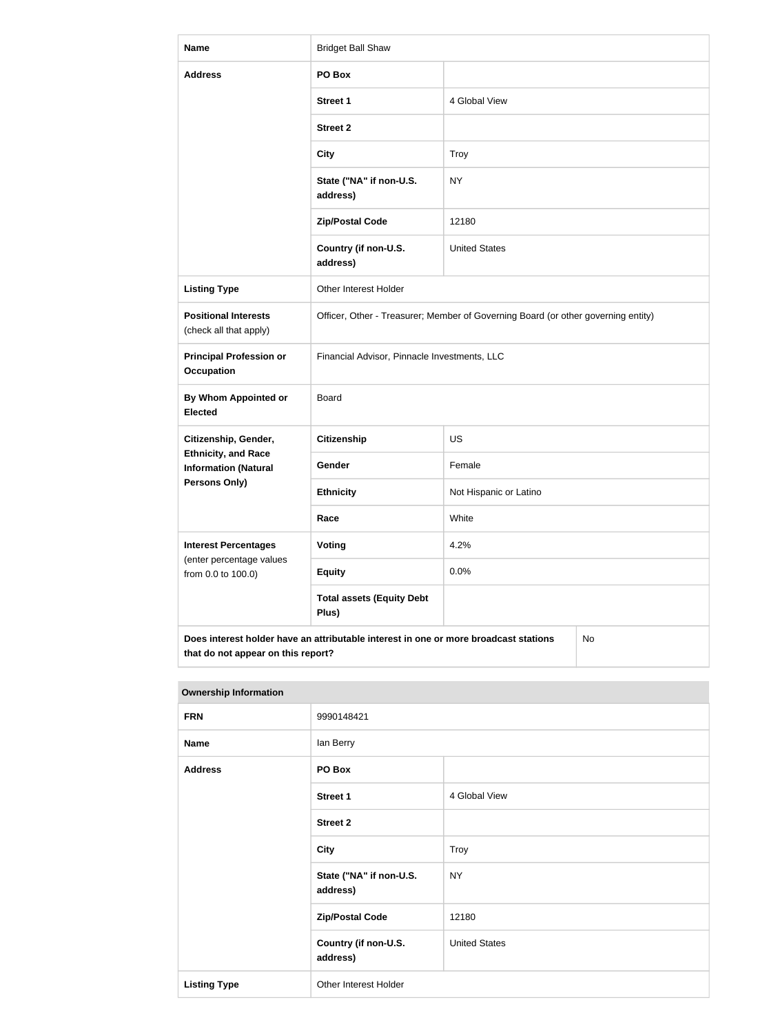| Name | Bridget Ball Shaw | |
|---|---|---|
| Address | PO Box | |
| | Street 1 | 4 Global View |
| | Street 2 | |
| | City | Troy |
| | State ("NA" if non-U.S. address) | NY |
| | Zip/Postal Code | 12180 |
| | Country (if non-U.S. address) | United States |
| Listing Type | Other Interest Holder | |
| Positional Interests (check all that apply) | Officer, Other - Treasurer; Member of Governing Board (or other governing entity) | |
| Principal Profession or Occupation | Financial Advisor, Pinnacle Investments, LLC | |
| By Whom Appointed or Elected | Board | |
| Citizenship, Gender, Ethnicity, and Race Information (Natural Persons Only) | Citizenship | US |
| | Gender | Female |
| | Ethnicity | Not Hispanic or Latino |
| | Race | White |
| Interest Percentages (enter percentage values from 0.0 to 100.0) | Voting | 4.2% |
| | Equity | 0.0% |
| | Total assets (Equity Debt Plus) | |
| Does interest holder have an attributable interest in one or more broadcast stations that do not appear on this report? | | No |

| Ownership Information | | |
|---|---|---|
| FRN | 9990148421 | |
| Name | Ian Berry | |
| Address | PO Box | |
| | Street 1 | 4 Global View |
| | Street 2 | |
| | City | Troy |
| | State ("NA" if non-U.S. address) | NY |
| | Zip/Postal Code | 12180 |
| | Country (if non-U.S. address) | United States |
| Listing Type | Other Interest Holder | |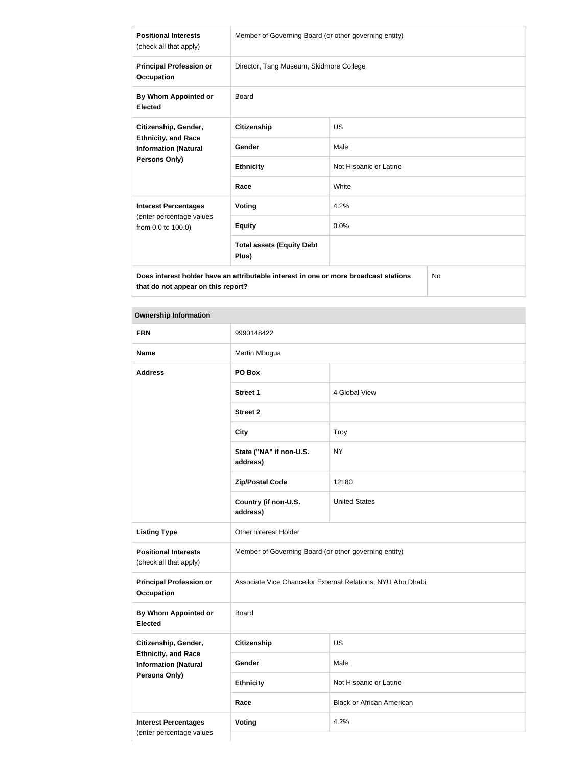| **Positional Interests** (check all that apply) | Member of Governing Board (or other governing entity) | |
|---|---|---|
| **Principal Profession or Occupation** | Director, Tang Museum, Skidmore College | |
| **By Whom Appointed or Elected** | Board | |
| **Citizenship, Gender, Ethnicity, and Race Information (Natural Persons Only)** | **Citizenship** | US |
| | **Gender** | Male |
| | **Ethnicity** | Not Hispanic or Latino |
| | **Race** | White |
| **Interest Percentages** (enter percentage values from 0.0 to 100.0) | **Voting** | 4.2% |
| | **Equity** | 0.0% |
| | **Total assets (Equity Debt Plus)** | |
| **Does interest holder have an attributable interest in one or more broadcast stations that do not appear on this report?** | | No |

| **Ownership Information** | | |
|---|---|---|
| **FRN** | 9990148422 | |
| **Name** | Martin Mbugua | |
| **Address** | **PO Box** | |
| | **Street 1** | 4 Global View |
| | **Street 2** | |
| | **City** | Troy |
| | **State ("NA" if non-U.S. address)** | NY |
| | **Zip/Postal Code** | 12180 |
| | **Country (if non-U.S. address)** | United States |
| **Listing Type** | Other Interest Holder | |
| **Positional Interests** (check all that apply) | Member of Governing Board (or other governing entity) | |
| **Principal Profession or Occupation** | Associate Vice Chancellor External Relations, NYU Abu Dhabi | |
| **By Whom Appointed or Elected** | Board | |
| **Citizenship, Gender, Ethnicity, and Race Information (Natural Persons Only)** | **Citizenship** | US |
| | **Gender** | Male |
| | **Ethnicity** | Not Hispanic or Latino |
| | **Race** | Black or African American |
| **Interest Percentages** (enter percentage values | **Voting** | 4.2% |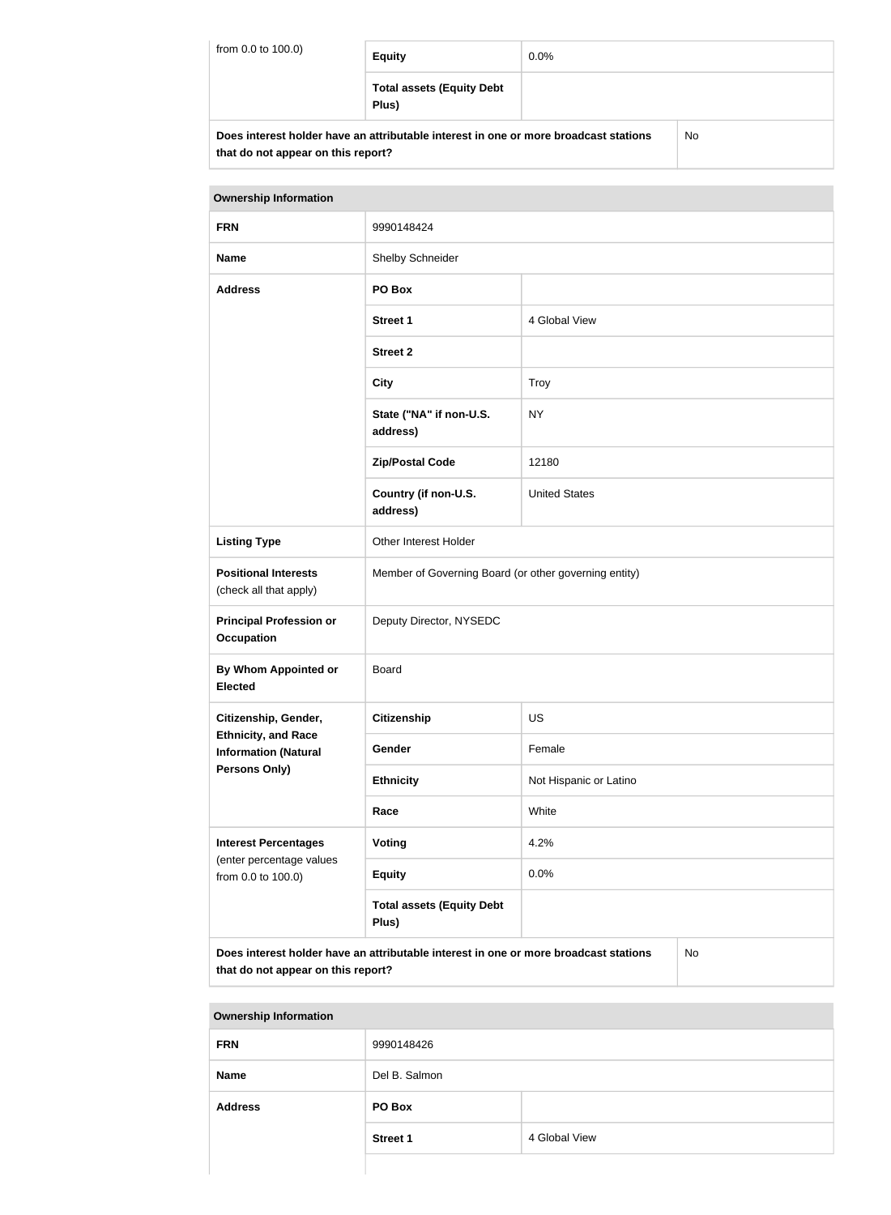| from 0.0 to 100.0) | Equity | 0.0% |
|---|---|---|
| | Total assets (Equity Debt Plus) | |
| Does interest holder have an attributable interest in one or more broadcast stations that do not appear on this report? | | No |

| Ownership Information | | |
|---|---|---|
| FRN | 9990148424 | |
| Name | Shelby Schneider | |
| Address | PO Box | |
| | Street 1 | 4 Global View |
| | Street 2 | |
| | City | Troy |
| | State ("NA" if non-U.S. address) | NY |
| | Zip/Postal Code | 12180 |
| | Country (if non-U.S. address) | United States |
| Listing Type | Other Interest Holder | |
| Positional Interests (check all that apply) | Member of Governing Board (or other governing entity) | |
| Principal Profession or Occupation | Deputy Director, NYSEDC | |
| By Whom Appointed or Elected | Board | |
| Citizenship, Gender, Ethnicity, and Race Information (Natural Persons Only) | Citizenship | US |
| | Gender | Female |
| | Ethnicity | Not Hispanic or Latino |
| | Race | White |
| Interest Percentages (enter percentage values from 0.0 to 100.0) | Voting | 4.2% |
| | Equity | 0.0% |
| | Total assets (Equity Debt Plus) | |
| Does interest holder have an attributable interest in one or more broadcast stations that do not appear on this report? | | No |

| Ownership Information | | |
|---|---|---|
| FRN | 9990148426 | |
| Name | Del B. Salmon | |
| Address | PO Box | |
| | Street 1 | 4 Global View |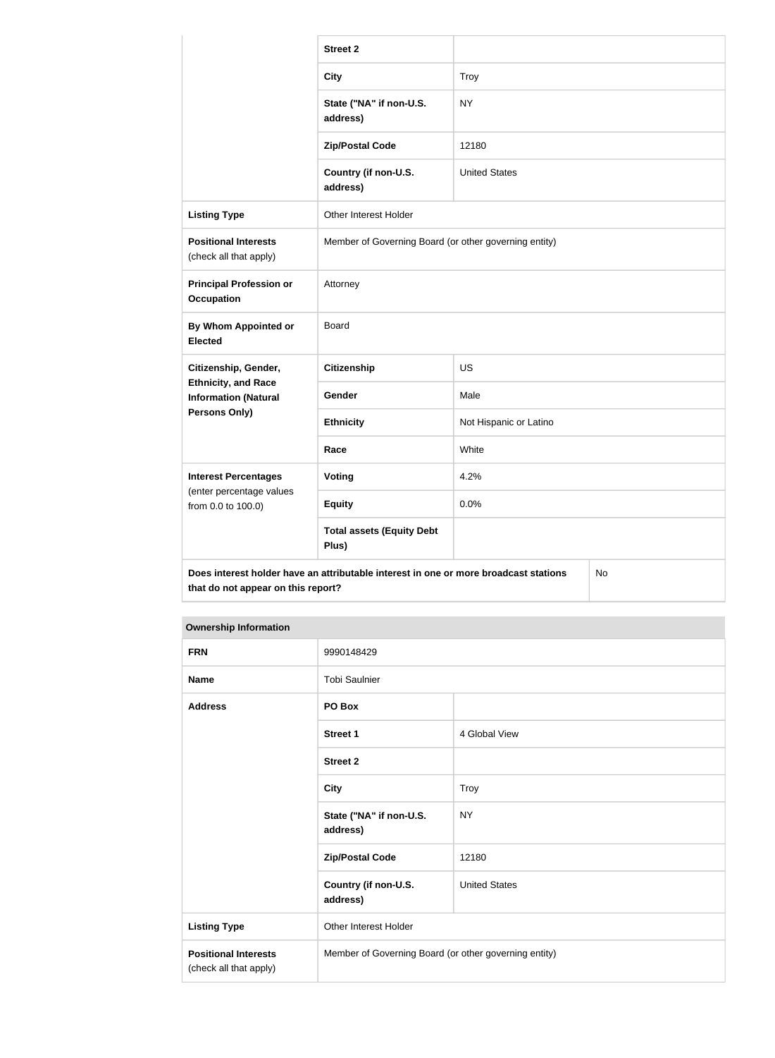| | | |
|---|---|---|
| | **Street 2** | |
| | **City** | Troy |
| | **State ("NA" if non-U.S. address)** | NY |
| | **Zip/Postal Code** | 12180 |
| | **Country (if non-U.S. address)** | United States |
| **Listing Type** | Other Interest Holder | |
| **Positional Interests** (check all that apply) | Member of Governing Board (or other governing entity) | |
| **Principal Profession or Occupation** | Attorney | |
| **By Whom Appointed or Elected** | Board | |
| **Citizenship, Gender, Ethnicity, and Race Information (Natural Persons Only)** | **Citizenship** | US |
| | **Gender** | Male |
| | **Ethnicity** | Not Hispanic or Latino |
| | **Race** | White |
| **Interest Percentages** (enter percentage values from 0.0 to 100.0) | **Voting** | 4.2% |
| | **Equity** | 0.0% |
| | **Total assets (Equity Debt Plus)** | |
| **Does interest holder have an attributable interest in one or more broadcast stations that do not appear on this report?** | | No |

| **Ownership Information** | | |
|---|---|---|
| **FRN** | 9990148429 | |
| **Name** | Tobi Saulnier | |
| **Address** | **PO Box** | |
| | **Street 1** | 4 Global View |
| | **Street 2** | |
| | **City** | Troy |
| | **State ("NA" if non-U.S. address)** | NY |
| | **Zip/Postal Code** | 12180 |
| | **Country (if non-U.S. address)** | United States |
| **Listing Type** | Other Interest Holder | |
| **Positional Interests** (check all that apply) | Member of Governing Board (or other governing entity) | |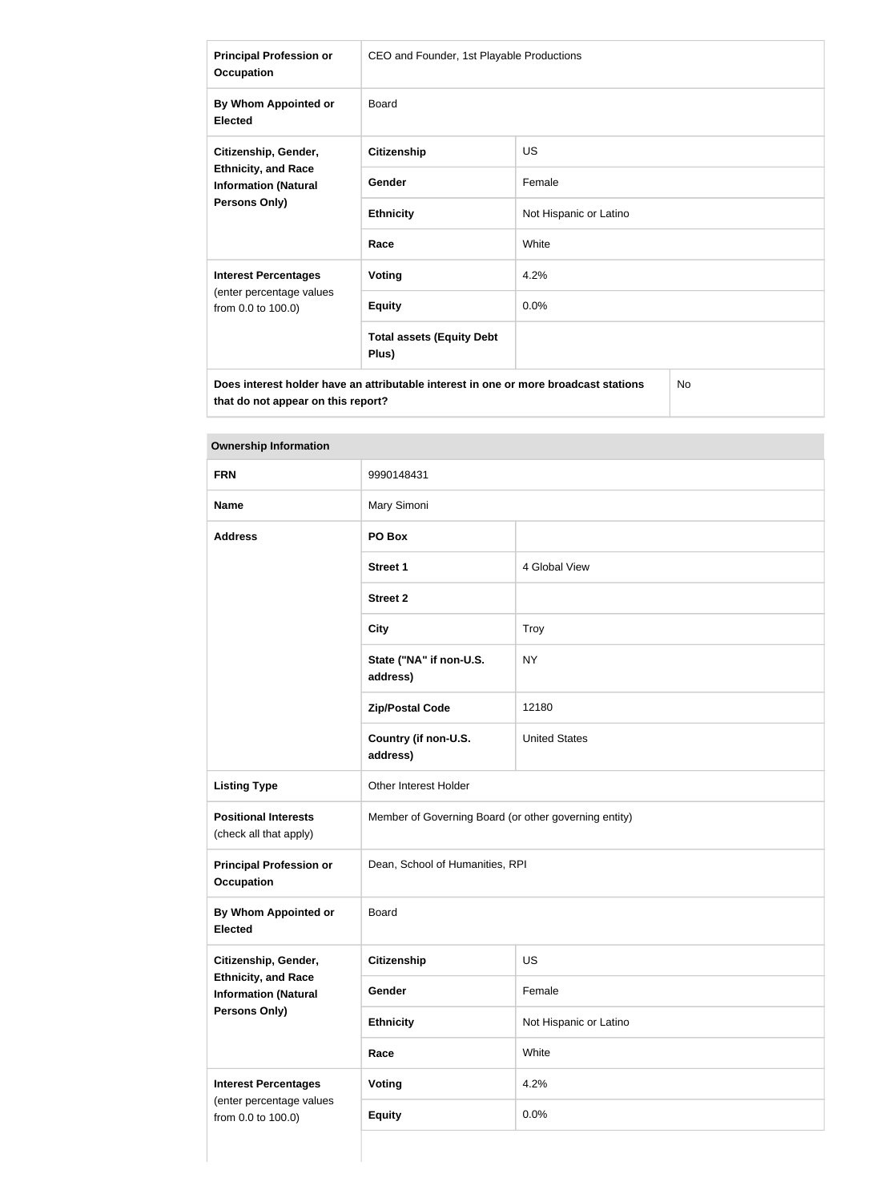| | | |
|---|---|---|
| **Principal Profession or Occupation** | CEO and Founder, 1st Playable Productions | |
| **By Whom Appointed or Elected** | Board | |
| **Citizenship, Gender, Ethnicity, and Race Information (Natural Persons Only)** | **Citizenship** | US |
| | **Gender** | Female |
| | **Ethnicity** | Not Hispanic or Latino |
| | **Race** | White |
| **Interest Percentages** (enter percentage values from 0.0 to 100.0) | **Voting** | 4.2% |
| | **Equity** | 0.0% |
| | **Total assets (Equity Debt Plus)** | |
| **Does interest holder have an attributable interest in one or more broadcast stations that do not appear on this report?** | | No |

| **Ownership Information** | | |
|---|---|---|
| **FRN** | 9990148431 | |
| **Name** | Mary Simoni | |
| **Address** | **PO Box** | |
| | **Street 1** | 4 Global View |
| | **Street 2** | |
| | **City** | Troy |
| | **State ("NA" if non-U.S. address)** | NY |
| | **Zip/Postal Code** | 12180 |
| | **Country (if non-U.S. address)** | United States |
| **Listing Type** | Other Interest Holder | |
| **Positional Interests** (check all that apply) | Member of Governing Board (or other governing entity) | |
| **Principal Profession or Occupation** | Dean, School of Humanities, RPI | |
| **By Whom Appointed or Elected** | Board | |
| **Citizenship, Gender, Ethnicity, and Race Information (Natural Persons Only)** | **Citizenship** | US |
| | **Gender** | Female |
| | **Ethnicity** | Not Hispanic or Latino |
| | **Race** | White |
| **Interest Percentages** (enter percentage values from 0.0 to 100.0) | **Voting** | 4.2% |
| | **Equity** | 0.0% |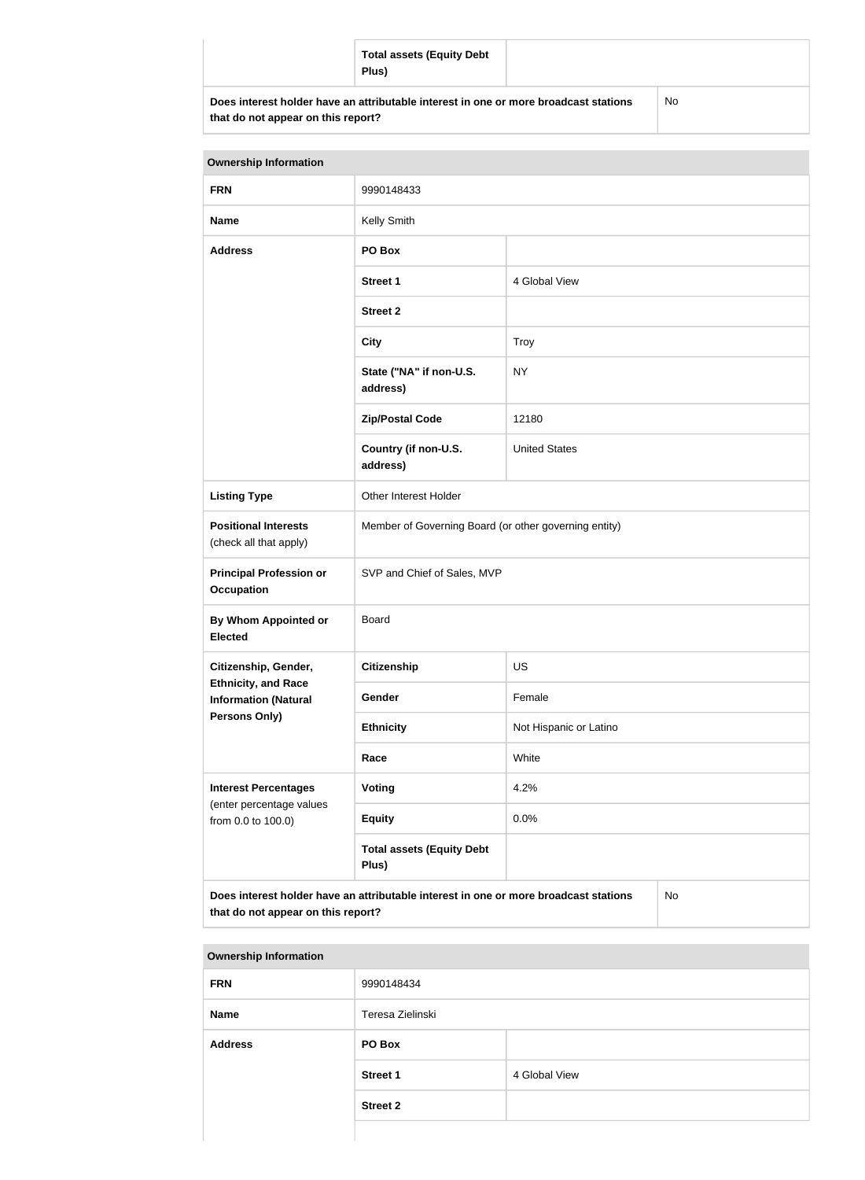| | Total assets (Equity Debt Plus) | |
|---|---|---|
| Does interest holder have an attributable interest in one or more broadcast stations that do not appear on this report? | | No |

| Ownership Information | | |
|---|---|---|
| FRN | 9990148433 | |
| Name | Kelly Smith | |
| Address | PO Box | |
| | Street 1 | 4 Global View |
| | Street 2 | |
| | City | Troy |
| | State ("NA" if non-U.S. address) | NY |
| | Zip/Postal Code | 12180 |
| | Country (if non-U.S. address) | United States |
| Listing Type | Other Interest Holder | |
| Positional Interests (check all that apply) | Member of Governing Board (or other governing entity) | |
| Principal Profession or Occupation | SVP and Chief of Sales, MVP | |
| By Whom Appointed or Elected | Board | |
| Citizenship, Gender, Ethnicity, and Race Information (Natural Persons Only) | Citizenship | US |
| | Gender | Female |
| | Ethnicity | Not Hispanic or Latino |
| | Race | White |
| Interest Percentages (enter percentage values from 0.0 to 100.0) | Voting | 4.2% |
| | Equity | 0.0% |
| | Total assets (Equity Debt Plus) | |
| Does interest holder have an attributable interest in one or more broadcast stations that do not appear on this report? | | No |

| Ownership Information | | |
|---|---|---|
| FRN | 9990148434 | |
| Name | Teresa Zielinski | |
| Address | PO Box | |
| | Street 1 | 4 Global View |
| | Street 2 | |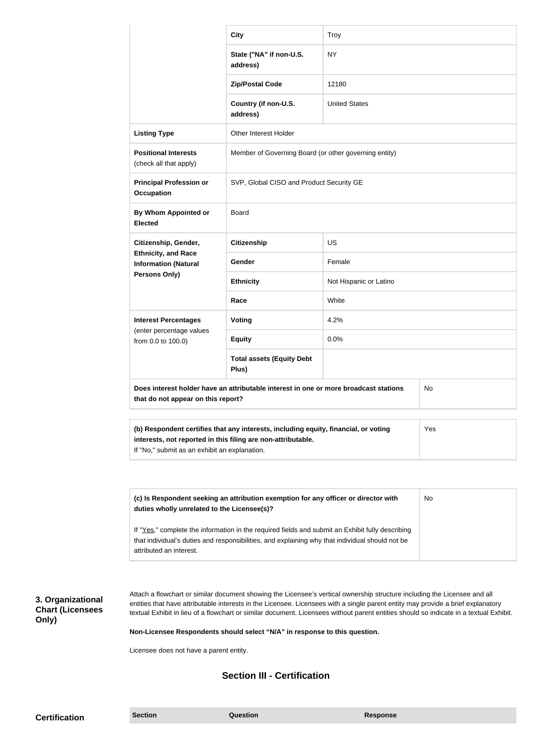| | | |
|---|---|---|
| | City | Troy |
| | State ("NA" if non-U.S. address) | NY |
| | Zip/Postal Code | 12180 |
| | Country (if non-U.S. address) | United States |
| **Listing Type** | Other Interest Holder | |
| **Positional Interests** (check all that apply) | Member of Governing Board (or other governing entity) | |
| **Principal Profession or Occupation** | SVP, Global CISO and Product Security GE | |
| **By Whom Appointed or Elected** | Board | |
| **Citizenship, Gender, Ethnicity, and Race Information (Natural Persons Only)** | **Citizenship** | US |
| | **Gender** | Female |
| | **Ethnicity** | Not Hispanic or Latino |
| | **Race** | White |
| **Interest Percentages** (enter percentage values from 0.0 to 100.0) | **Voting** | 4.2% |
| | **Equity** | 0.0% |
| | **Total assets (Equity Debt Plus)** | |
| **Does interest holder have an attributable interest in one or more broadcast stations that do not appear on this report?** | | No |

| | |
|---|---|
| **(b) Respondent certifies that any interests, including equity, financial, or voting interests, not reported in this filing are non-attributable.** If "No," submit as an exhibit an explanation. | Yes |

| | |
|---|---|
| **(c) Is Respondent seeking an attribution exemption for any officer or director with duties wholly unrelated to the Licensee(s)?** If "Yes," complete the information in the required fields and submit an Exhibit fully describing that individual's duties and responsibilities, and explaining why that individual should not be attributed an interest. | No |

**3. Organizational Chart (Licensees Only)**

Attach a flowchart or similar document showing the Licensee's vertical ownership structure including the Licensee and all entities that have attributable interests in the Licensee. Licensees with a single parent entity may provide a brief explanatory textual Exhibit in lieu of a flowchart or similar document. Licensees without parent entities should so indicate in a textual Exhibit.

**Non-Licensee Respondents should select "N/A" in response to this question.**

Licensee does not have a parent entity.

## Section III - Certification

**Certification**

| Section | Question | Response |
|---|---|---|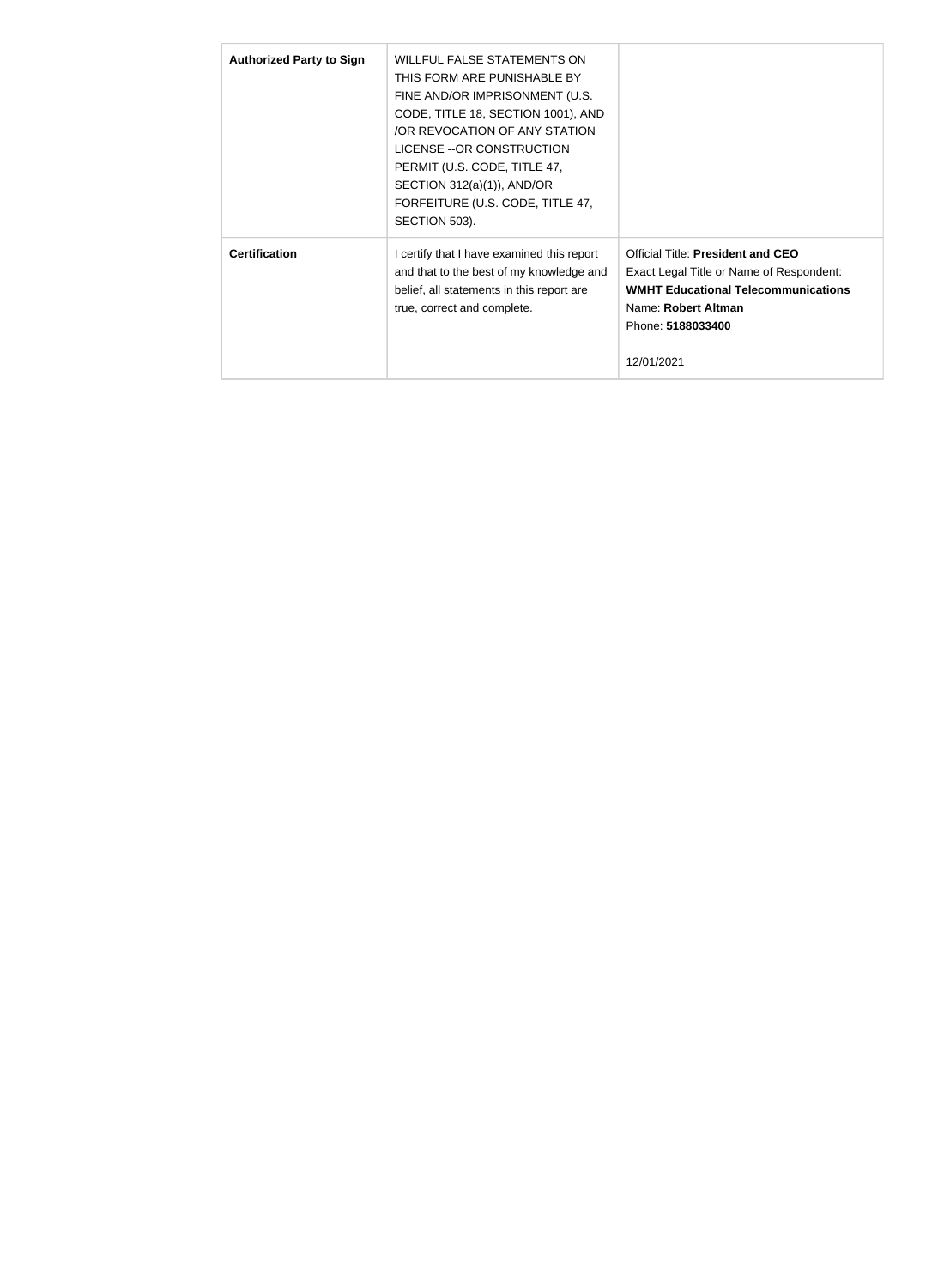| | | |
|---|---|---|
| **Authorized Party to Sign** | WILLFUL FALSE STATEMENTS ON THIS FORM ARE PUNISHABLE BY FINE AND/OR IMPRISONMENT (U.S. CODE, TITLE 18, SECTION 1001), AND /OR REVOCATION OF ANY STATION LICENSE --OR CONSTRUCTION PERMIT (U.S. CODE, TITLE 47, SECTION 312(a)(1)), AND/OR FORFEITURE (U.S. CODE, TITLE 47, SECTION 503). | |
| **Certification** | I certify that I have examined this report and that to the best of my knowledge and belief, all statements in this report are true, correct and complete. | Official Title: **President and CEO**<br>Exact Legal Title or Name of Respondent: **WMHT Educational Telecommunications**<br>Name: **Robert Altman**<br>Phone: **5188033400**<br><br>12/01/2021 |